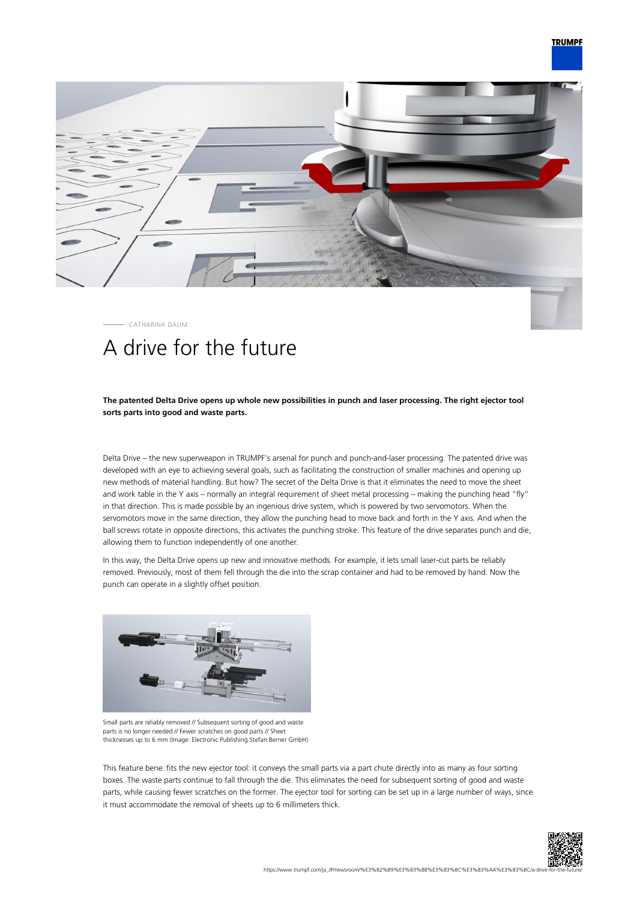CATHARINA DAUM

# A drive for the future

**The patented Delta Drive opens up whole new possibilities in punch and laser processing. The right ejector tool sorts parts into good and waste parts.**

Delta Drive – the new superweapon in TRUMPF's arsenal for punch and punch-and-laser processing. The patented drive was developed with an eye to achieving several goals, such as facilitating the construction of smaller machines and opening up new methods of material handling. But how? The secret of the Delta Drive is that it eliminates the need to move the sheet and work table in the Y axis – normally an integral requirement of sheet metal processing – making the punching head "fly" in that direction. This is made possible by an ingenious drive system, which is powered by two servomotors. When the servomotors move in the same direction, they allow the punching head to move back and forth in the Y axis. And when the ball screws rotate in opposite directions, this activates the punching stroke. This feature of the drive separates punch and die, allowing them to function independently of one another.

In this way, the Delta Drive opens up new and innovative methods. For example, it lets small laser-cut parts be reliably removed. Previously, most of them fell through the die into the scrap container and had to be removed by hand. Now the punch can operate in a slightly offset position.

Small parts are reliably removed // Subsequent sorting of good and waste parts is no longer needed // Fewer scratches on good parts // Sheet thicknesses up to 6 mm (Image: Electronic Publishing Stefan Berner GmbH)

This feature benefits the new ejector tool: it conveys the small parts via a part chute directly into as many as four sorting boxes. The waste parts continue to fall through the die. This eliminates the need for subsequent sorting of good and waste parts, while causing fewer scratches on the former. The ejector tool for sorting can be set up in a large number of ways, since it must accommodate the removal of sheets up to 6 millimeters thick.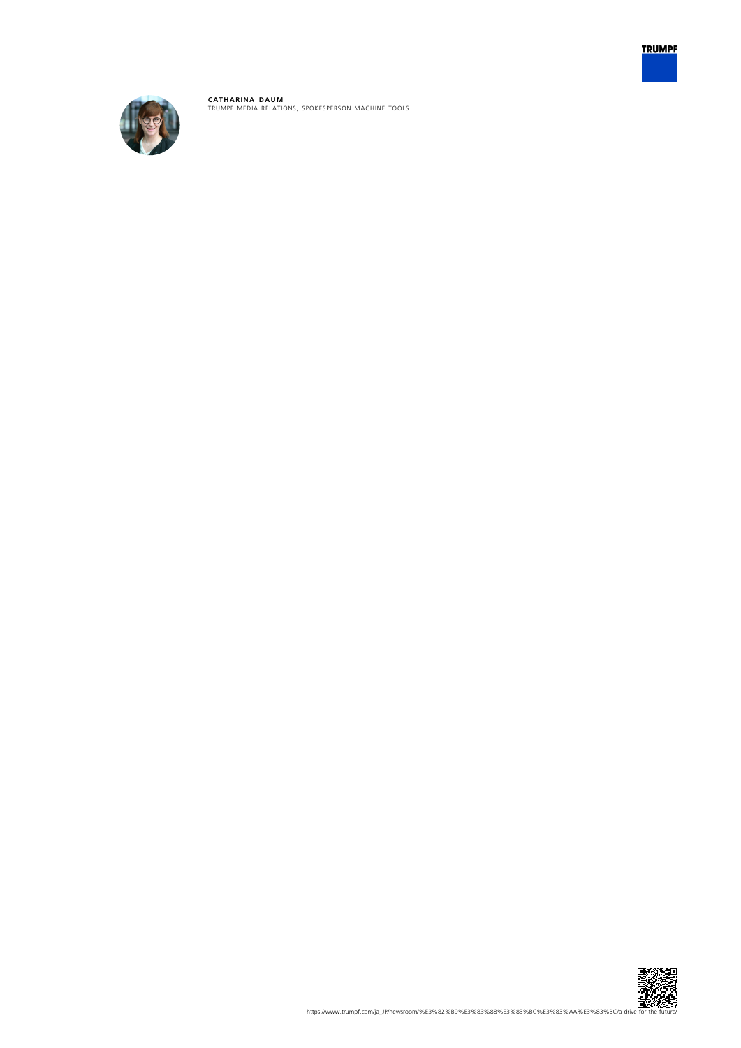**CATHARINA DAUM**
TRUMPF MEDIA RELATIONS, SPOKESPERSON MACHINE TOOLS

https://www.trumpf.com/ja_JP/newsroom/%E3%82%B9%E3%83%88%E3%83%BC%E3%83%AA%E3%83%BC/a-drive-for-the-future/